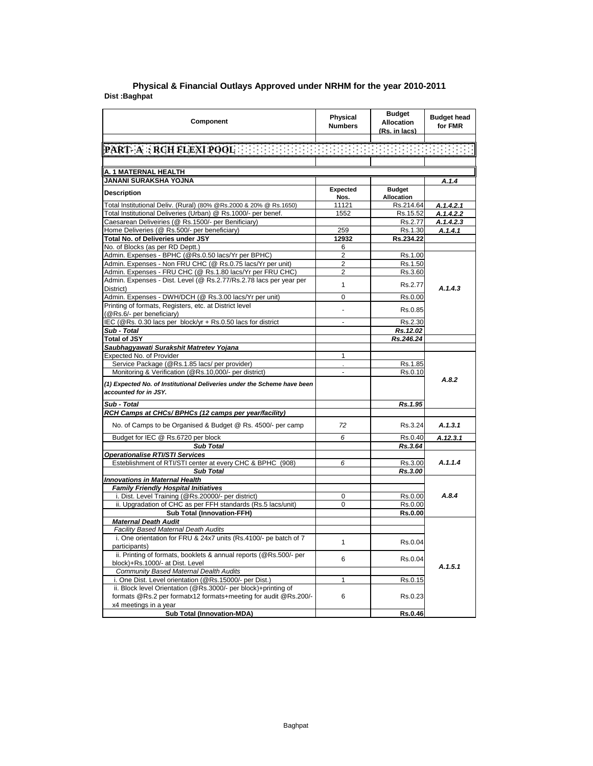## Physical & Financial Outlays Approved under NRHM for the year 2010-2011

**Dist :Baghpat**

| Component | Physical Numbers | Budget Allocation (Rs. in lacs) | Budget head for FMR |
|---|---|---|---|
| **PART- A : RCH FLEXI POOL** | | | |
| **A. 1 MATERNAL HEALTH** | | | |
| **JANANI SURAKSHA YOJNA** | | | *A.1.4* |
| **Description** | **Expected Nos.** | **Budget Allocation** | |
| Total Institutional Deliv. (Rural) (80% @Rs.2000 & 20% @ Rs.1650) | 11121 | Rs.214.64 | *A.1.4.2.1* |
| Total Institutional Deliveries (Urban) @ Rs.1000/- per benef. | 1552 | Rs.15.52 | *A.1.4.2.2* |
| Caesarean Deliveiries (@ Rs.1500/- per Benificiary) | | Rs.2.77 | *A.1.4.2.3* |
| Home Deliveries (@ Rs.500/- per beneficiary) | 259 | Rs.1.30 | *A.1.4.1* |
| **Total No. of Deliveries under JSY** | **12932** | **Rs.234.22** | |
| No. of Blocks (as per RD Deptt.) | 6 | | |
| Admin. Expenses - BPHC (@Rs.0.50 lacs/Yr per BPHC) | 2 | Rs.1.00 | *A.1.4.3* |
| Admin. Expenses - Non FRU CHC (@ Rs.0.75 lacs/Yr per unit) | 2 | Rs.1.50 | |
| Admin. Expenses - FRU CHC (@ Rs.1.80 lacs/Yr per FRU CHC) | 2 | Rs.3.60 | |
| Admin. Expenses - Dist. Level (@ Rs.2.77/Rs.2.78 lacs per year per District) | 1 | Rs.2.77 | |
| Admin. Expenses - DWH/DCH (@ Rs.3.00 lacs/Yr per unit) | 0 | Rs.0.00 | |
| Printing of formats, Registers, etc. at District level (@Rs.6/- per beneficiary) | - | Rs.0.85 | |
| IEC (@Rs. 0.30 lacs per block/yr + Rs.0.50 lacs for district | - | Rs.2.30 | |
| ***Sub - Total*** | | ***Rs.12.02*** | |
| **Total of JSY** | | ***Rs.246.24*** | |
| ***Saubhagyawati Surakshit Matretev Yojana*** | | | |
| Expected No. of Provider | 1 | | *A.8.2* |
| Service Package (@Rs.1.85 lacs/ per provider) | . | Rs.1.85 | |
| Monitoring & Verification (@Rs.10,000/- per district) | - | Rs.0.10 | |
| ***(1) Expected No. of Institutional Deliveries under the Scheme have been accounted for in JSY.*** | | | |
| ***Sub - Total*** | | ***Rs.1.95*** | |
| ***RCH Camps at CHCs/ BPHCs (12 camps per year/facility)*** | | | |
| No. of Camps to be Organised & Budget @ Rs. 4500/- per camp | *72* | Rs.3.24 | *A.1.3.1* |
| Budget for IEC @ Rs.6720 per block | *6* | Rs.0.40 | *A.12.3.1* |
| ***Sub Total*** | | ***Rs.3.64*** | |
| ***Operationalise RTI/STI Services*** | | | *A.1.1.4* |
| Esteblishment of RTI/STI center at every CHC & BPHC (908) | *6* | Rs.3.00 | |
| ***Sub Total*** | | ***Rs.3.00*** | |
| ***Innovations in Maternal Health*** | | | *A.8.4* |
| ***Family Friendly Hospital Initiatives*** | | | |
| i. Dist. Level Training (@Rs.20000/- per district) | 0 | Rs.0.00 | |
| ii. Upgradation of CHC as per FFH standards (Rs.5 lacs/unit) | 0 | Rs.0.00 | |
| **Sub Total (Innovation-FFH)** | | **Rs.0.00** | |
| ***Maternal Death Audit*** | | | *A.1.5.1* |
| *Facility Based Maternal Death Audits* | | | |
| i. One orientation for FRU & 24x7 units (Rs.4100/- pe batch of 7 participants) | 1 | Rs.0.04 | |
| ii. Printing of formats, booklets & annual reports (@Rs.500/- per block)+Rs.1000/- at Dist. Level | 6 | Rs.0.04 | |
| *Community Based Maternal Dealth Audits* | | | |
| i. One Dist. Level orientation (@Rs.15000/- per Dist.) | 1 | Rs.0.15 | |
| ii. Block level Orientation (@Rs.3000/- per block)+printing of formats @Rs.2 per formatx12 formats+meeting for audit @Rs.200/- x4 meetings in a year | 6 | Rs.0.23 | |
| **Sub Total (Innovation-MDA)** | | **Rs.0.46** | |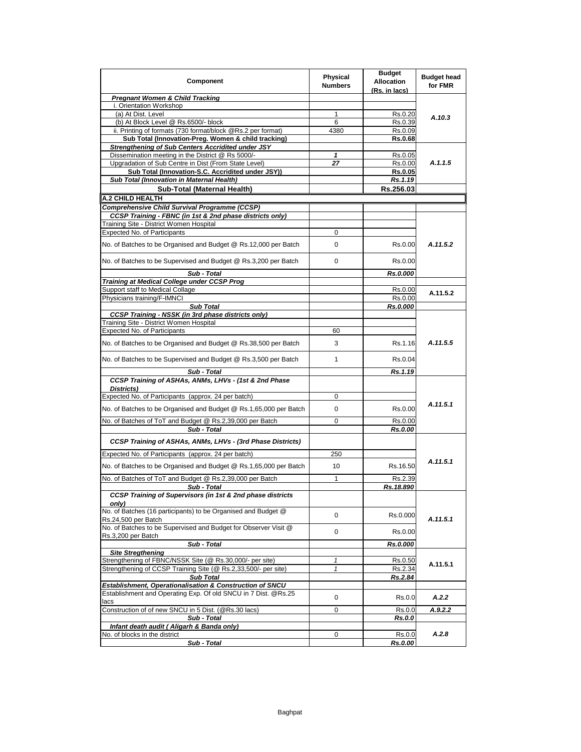| Component | Physical Numbers | Budget Allocation (Rs. in lacs) | Budget head for FMR |
|---|---|---|---|
| ***Pregnant Women & Child Tracking*** | | | |
| i. Orientation Workshop | | | A.10.3 |
| (a) At Dist. Level | 1 | Rs.0.20 | |
| (b) At Block Level @ Rs.6500/- block | 6 | Rs.0.39 | |
| ii. Printing of formats (730 format/block @Rs.2 per format) | 4380 | Rs.0.09 | |
| **Sub Total (Innovation-Preg. Women & child tracking)** | | **Rs.0.68** | |
| ***Strengthening of Sub Centers Accridited under JSY*** | | | A.1.1.5 |
| Dissemination meeting in the District @ Rs 5000/- | ***1*** | Rs.0.05 | |
| Upgradation of Sub Centre in Dist (From State Level) | ***27*** | Rs.0.00 | |
| **Sub Total (Innovation-S.C. Accridited under JSY))** | | **Rs.0.05** | |
| ***Sub Total (Innovation in Maternal Health)*** | | ***Rs.1.19*** | |
| **Sub-Total (Maternal Health)** | | **Rs.256.03** | |
| **A.2 CHILD HEALTH** | | | |
| ***Comprehensive Child Survival Programme (CCSP)*** | | | |
| ***CCSP Training - FBNC (in 1st & 2nd phase districts only)*** | | | A.11.5.2 |
| Training Site - District Women Hospital | | | |
| Expected No. of Participants | 0 | | |
| No. of Batches to be Organised and Budget @ Rs.12,000 per Batch | 0 | Rs.0.00 | |
| No. of Batches to be Supervised and Budget @ Rs.3,200 per Batch | 0 | Rs.0.00 | |
| ***Sub - Total*** | | ***Rs.0.000*** | |
| ***Training at Medical College under CCSP Prog*** | | | |
| Support staff to Medical Collage | | Rs.0.00 | A.11.5.2 |
| Physicians training/F-IMNCI | | Rs.0.00 | |
| ***Sub Total*** | | ***Rs.0.000*** | |
| ***CCSP Training - NSSK (in 3rd phase districts only)*** | | | A.11.5.5 |
| Training Site - District Women Hospital | | | |
| Expected No. of Participants | 60 | | |
| No. of Batches to be Organised and Budget @ Rs.38,500 per Batch | 3 | Rs.1.16 | |
| No. of Batches to be Supervised and Budget @ Rs.3,500 per Batch | 1 | Rs.0.04 | |
| ***Sub - Total*** | | ***Rs.1.19*** | |
| ***CCSP Training of ASHAs, ANMs, LHVs - (1st & 2nd Phase Districts)*** | | | A.11.5.1 |
| Expected No. of Participants (approx. 24 per batch) | 0 | | |
| No. of Batches to be Organised and Budget @ Rs.1,65,000 per Batch | 0 | Rs.0.00 | |
| No. of Batches of ToT and Budget @ Rs.2,39,000 per Batch | 0 | Rs.0.00 | |
| ***Sub - Total*** | | ***Rs.0.00*** | |
| ***CCSP Training of ASHAs, ANMs, LHVs - (3rd Phase Districts)*** | | | A.11.5.1 |
| Expected No. of Participants (approx. 24 per batch) | 250 | | |
| No. of Batches to be Organised and Budget @ Rs.1,65,000 per Batch | 10 | Rs.16.50 | |
| No. of Batches of ToT and Budget @ Rs.2,39,000 per Batch | 1 | Rs.2.39 | |
| ***Sub - Total*** | | ***Rs.18.890*** | |
| ***CCSP Training of Supervisors (in 1st & 2nd phase districts only)*** | | | A.11.5.1 |
| No. of Batches (16 participants) to be Organised and Budget @ Rs.24,500 per Batch | 0 | Rs.0.000 | |
| No. of Batches to be Supervised and Budget for Observer Visit @ Rs.3,200 per Batch | 0 | Rs.0.00 | |
| ***Sub - Total*** | | ***Rs.0.000*** | |
| ***Site Stregthening*** | | | A.11.5.1 |
| Strengthening of FBNC/NSSK Site (@ Rs.30,000/- per site) | *1* | Rs.0.50 | |
| Strengthening of CCSP Training Site (@ Rs.2,33,500/- per site) | *1* | Rs.2.34 | |
| ***Sub Total*** | | ***Rs.2.84*** | |
| ***Establishment, Operationalisation & Construction of SNCU*** | | | |
| Establishment and Operating Exp. Of old SNCU in 7 Dist. @Rs.25 lacs | 0 | Rs.0.0 | A.2.2 |
| Construction of of new SNCU in 5 Dist. (@Rs.30 lacs) | 0 | Rs.0.0 | A.9.2.2 |
| ***Sub - Total*** | | ***Rs.0.0*** | |
| ***Infant death audit ( Aligarh & Banda only)*** | | | A.2.8 |
| No. of blocks in the district | 0 | Rs.0.0 | |
| ***Sub - Total*** | | ***Rs.0.00*** | |

Baghpat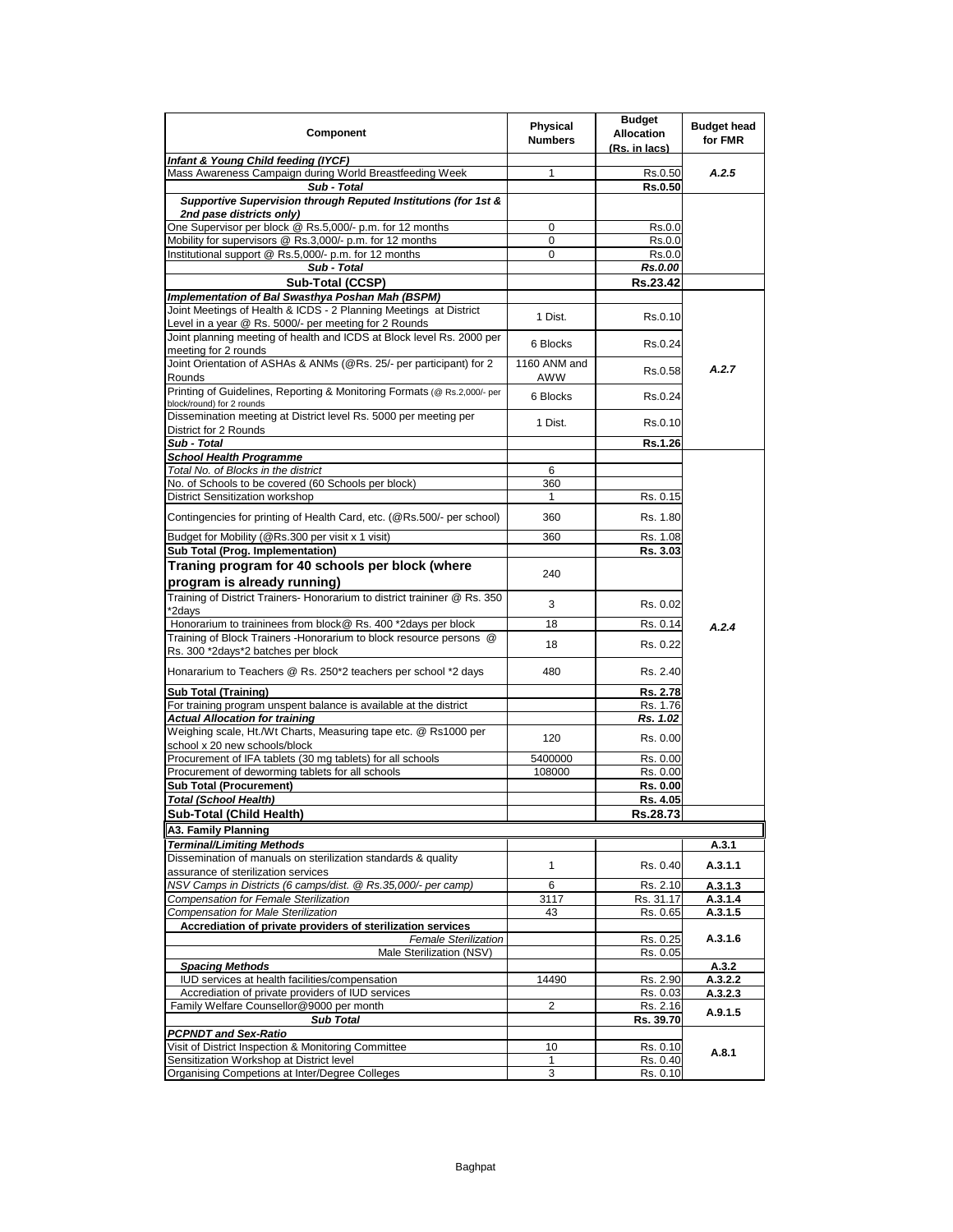| Component | Physical Numbers | Budget Allocation (Rs. in lacs) | Budget head for FMR |
|---|---|---|---|
| ***Infant & Young Child feeding (IYCF)*** | | | |
| Mass Awareness Campaign during World Breastfeeding Week | 1 | Rs.0.50 | *A.2.5* |
| ***Sub - Total*** | | **Rs.0.50** | |
| ***Supportive Supervision through Reputed Institutions (for 1st & 2nd pase districts only)*** | | | |
| One Supervisor per block @ Rs.5,000/- p.m. for 12 months | 0 | Rs.0.0 | |
| Mobility for supervisors @ Rs.3,000/- p.m. for 12 months | 0 | Rs.0.0 | |
| Institutional support @ Rs.5,000/- p.m. for 12 months | 0 | Rs.0.0 | |
| ***Sub - Total*** | | ***Rs.0.00*** | |
| **Sub-Total (CCSP)** | | **Rs.23.42** | |
| ***Implementation of Bal Swasthya Poshan Mah (BSPM)*** | | | |
| Joint Meetings of Health & ICDS - 2 Planning Meetings at District Level in a year @ Rs. 5000/- per meeting for 2 Rounds | 1 Dist. | Rs.0.10 | *A.2.7* |
| Joint planning meeting of health and ICDS at Block level Rs. 2000 per meeting for 2 rounds | 6 Blocks | Rs.0.24 | |
| Joint Orientation of ASHAs & ANMs (@Rs. 25/- per participant) for 2 Rounds | 1160 ANM and AWW | Rs.0.58 | |
| Printing of Guidelines, Reporting & Monitoring Formats (@ Rs.2,000/- per block/round) for 2 rounds | 6 Blocks | Rs.0.24 | |
| Dissemination meeting at District level Rs. 5000 per meeting per District for 2 Rounds | 1 Dist. | Rs.0.10 | |
| ***Sub - Total*** | | **Rs.1.26** | |
| ***School Health Programme*** | | | *A.2.4* |
| *Total No. of Blocks in the district* | 6 | | |
| No. of Schools to be covered (60 Schools per block) | 360 | | |
| District Sensitization workshop | 1 | Rs. 0.15 | |
| Contingencies for printing of Health Card, etc. (@Rs.500/- per school) | 360 | Rs. 1.80 | |
| Budget for Mobility (@Rs.300 per visit x 1 visit) | 360 | Rs. 1.08 | |
| **Sub Total (Prog. Implementation)** | | **Rs. 3.03** | |
| **Traning program for 40 schools per block (where program is already running)** | 240 | | |
| Training of District Trainers- Honorarium to district traininer @ Rs. 350 *2days | 3 | Rs. 0.02 | |
| Honorarium to trainineees from block@ Rs. 400 *2days per block | 18 | Rs. 0.14 | |
| Training of Block Trainers -Honorarium to block resource persons @ Rs. 300 *2days*2 batches per block | 18 | Rs. 0.22 | |
| Honararium to Teachers @ Rs. 250*2 teachers per school *2 days | 480 | Rs. 2.40 | |
| **Sub Total (Training)** | | **Rs. 2.78** | |
| For training program unspent balance is available at the district | | Rs. 1.76 | |
| ***Actual Allocation for training*** | | ***Rs. 1.02*** | |
| Weighing scale, Ht./Wt Charts, Measuring tape etc. @ Rs1000 per school x 20 new schools/block | 120 | Rs. 0.00 | |
| Procurement of IFA tablets (30 mg tablets) for all schools | 5400000 | Rs. 0.00 | |
| Procurement of deworming tablets for all schools | 108000 | Rs. 0.00 | |
| **Sub Total (Procurement)** | | **Rs. 0.00** | |
| ***Total (School Health)*** | | **Rs. 4.05** | |
| **Sub-Total (Child Health)** | | **Rs.28.73** | |
| **A3. Family Planning** | | | |
| ***Terminal/Limiting Methods*** | | | **A.3.1** |
| Dissemination of manuals on sterilization standards & quality assurance of sterilization services | 1 | Rs. 0.40 | **A.3.1.1** |
| *NSV Camps in Districts (6 camps/dist. @ Rs.35,000/- per camp)* | 6 | Rs. 2.10 | **A.3.1.3** |
| *Compensation for Female Sterilization* | 3117 | Rs. 31.17 | **A.3.1.4** |
| *Compensation for Male Sterilization* | 43 | Rs. 0.65 | **A.3.1.5** |
| **Accrediation of private providers of sterilization services** | | | **A.3.1.6** |
| *Female Sterilization* | | Rs. 0.25 | |
| Male Sterilization (NSV) | | Rs. 0.05 | |
| ***Spacing Methods*** | | | **A.3.2** |
| IUD services at health facilities/compensation | 14490 | Rs. 2.90 | **A.3.2.2** |
| Accrediation of private providers of IUD services | | Rs. 0.03 | **A.3.2.3** |
| Family Welfare Counsellor@9000 per month | 2 | Rs. 2.16 | **A.9.1.5** |
| ***Sub Total*** | | **Rs. 39.70** | |
| ***PCPNDT and Sex-Ratio*** | | | |
| Visit of District Inspection & Monitoring Committee | 10 | Rs. 0.10 | **A.8.1** |
| Sensitization Workshop at District level | 1 | Rs. 0.40 | |
| Organising Competions at Inter/Degree Colleges | 3 | Rs. 0.10 | |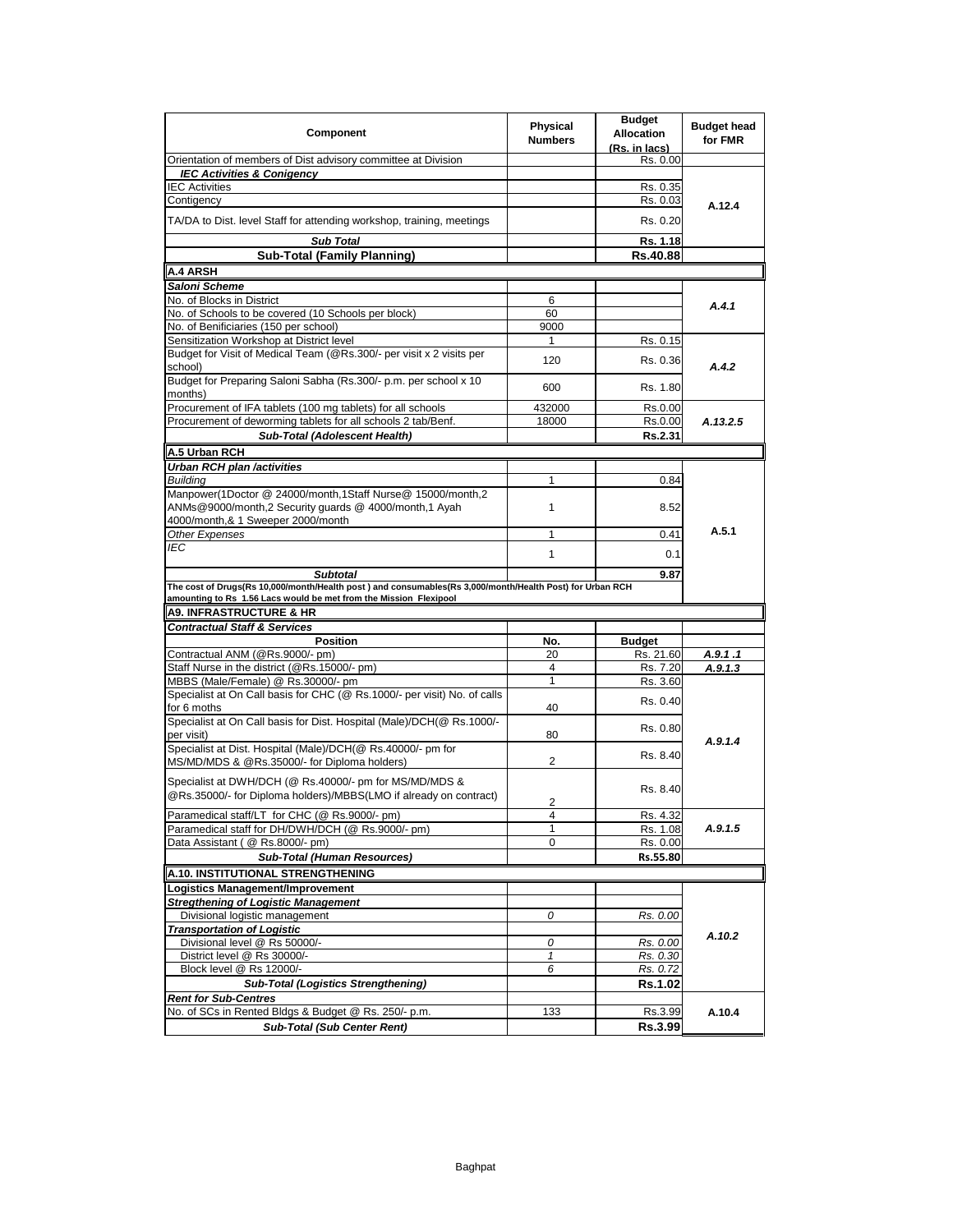| Component | Physical Numbers | Budget Allocation (Rs. in lacs) | Budget head for FMR |
|---|---|---|---|
| Orientation of members of Dist advisory committee at Division | | Rs. 0.00 | |
| ***IEC Activities & Conigency*** | | | |
| IEC Activities | | Rs. 0.35 | A.12.4 |
| Contigency | | Rs. 0.03 | |
| TA/DA to Dist. level Staff for attending workshop, training, meetings | | Rs. 0.20 | |
| ***Sub Total*** | | **Rs. 1.18** | |
| **Sub-Total (Family Planning)** | | **Rs.40.88** | |
| **A.4 ARSH** | | | |
| ***Saloni Scheme*** | | | |
| No. of Blocks in District | 6 | | *A.4.1* |
| No. of Schools to be covered (10 Schools per block) | 60 | | |
| No. of Benificiaries (150 per school) | 9000 | | |
| Sensitization Workshop at District level | 1 | Rs. 0.15 | *A.4.2* |
| Budget for Visit of Medical Team (@Rs.300/- per visit x 2 visits per school) | 120 | Rs. 0.36 | |
| Budget for Preparing Saloni Sabha (Rs.300/- p.m. per school x 10 months) | 600 | Rs. 1.80 | |
| Procurement of IFA tablets (100 mg tablets) for all schools | 432000 | Rs.0.00 | *A.13.2.5* |
| Procurement of deworming tablets for all schools 2 tab/Benf. | 18000 | Rs.0.00 | |
| ***Sub-Total (Adolescent Health)*** | | **Rs.2.31** | |
| **A.5 Urban RCH** | | | |
| ***Urban RCH plan /activities*** | | | A.5.1 |
| *Building* | 1 | 0.84 | |
| Manpower(1Doctor @ 24000/month,1Staff Nurse@ 15000/month,2 ANMs@9000/month,2 Security guards @ 4000/month,1 Ayah 4000/month,& 1 Sweeper 2000/month | 1 | 8.52 | |
| *Other Expenses* | 1 | 0.41 | |
| *IEC* | 1 | 0.1 | |
| ***Subtotal*** | | **9.87** | |
| **The cost of Drugs(Rs 10,000/month/Health post ) and consumables(Rs 3,000/month/Health Post) for Urban RCH amounting to Rs 1.56 Lacs would be met from the Mission Flexipool** | | | |
| **A9. INFRASTRUCTURE & HR** | | | |
| ***Contractual Staff & Services*** | | | |
| **Position** | **No.** | **Budget** | |
| Contractual ANM (@Rs.9000/- pm) | 20 | Rs. 21.60 | *A.9.1 .1* |
| Staff Nurse in the district (@Rs.15000/- pm) | 4 | Rs. 7.20 | *A.9.1.3* |
| MBBS (Male/Female) @ Rs.30000/- pm | 1 | Rs. 3.60 | *A.9.1.4* |
| Specialist at On Call basis for CHC (@ Rs.1000/- per visit) No. of calls for 6 moths | 40 | Rs. 0.40 | |
| Specialist at On Call basis for Dist. Hospital (Male)/DCH(@ Rs.1000/- per visit) | 80 | Rs. 0.80 | |
| Specialist at Dist. Hospital (Male)/DCH(@ Rs.40000/- pm for MS/MD/MDS & @Rs.35000/- for Diploma holders) | 2 | Rs. 8.40 | |
| Specialist at DWH/DCH (@ Rs.40000/- pm for MS/MD/MDS & @Rs.35000/- for Diploma holders)/MBBS(LMO if already on contract) | 2 | Rs. 8.40 | |
| Paramedical staff/LT for CHC (@ Rs.9000/- pm) | 4 | Rs. 4.32 | *A.9.1.5* |
| Paramedical staff for DH/DWH/DCH (@ Rs.9000/- pm) | 1 | Rs. 1.08 | |
| Data Assistant ( @ Rs.8000/- pm) | 0 | Rs. 0.00 | |
| ***Sub-Total (Human Resources)*** | | **Rs.55.80** | |
| **A.10. INSTITUTIONAL STRENGTHENING** | | | |
| **Logistics Management/Improvement** | | | A.10.2 |
| ***Stregthening of Logistic Management*** | | | |
| Divisional logistic management | *0* | *Rs. 0.00* | |
| ***Transportation of Logistic*** | | | |
| Divisional level @ Rs 50000/- | *0* | *Rs. 0.00* | |
| District level @ Rs 30000/- | *1* | *Rs. 0.30* | |
| Block level @ Rs 12000/- | *6* | *Rs. 0.72* | |
| ***Sub-Total (Logistics Strengthening)*** | | **Rs.1.02** | |
| ***Rent for Sub-Centres*** | | | A.10.4 |
| No. of SCs in Rented Bldgs & Budget @ Rs. 250/- p.m. | 133 | Rs.3.99 | |
| ***Sub-Total (Sub Center Rent)*** | | **Rs.3.99** | |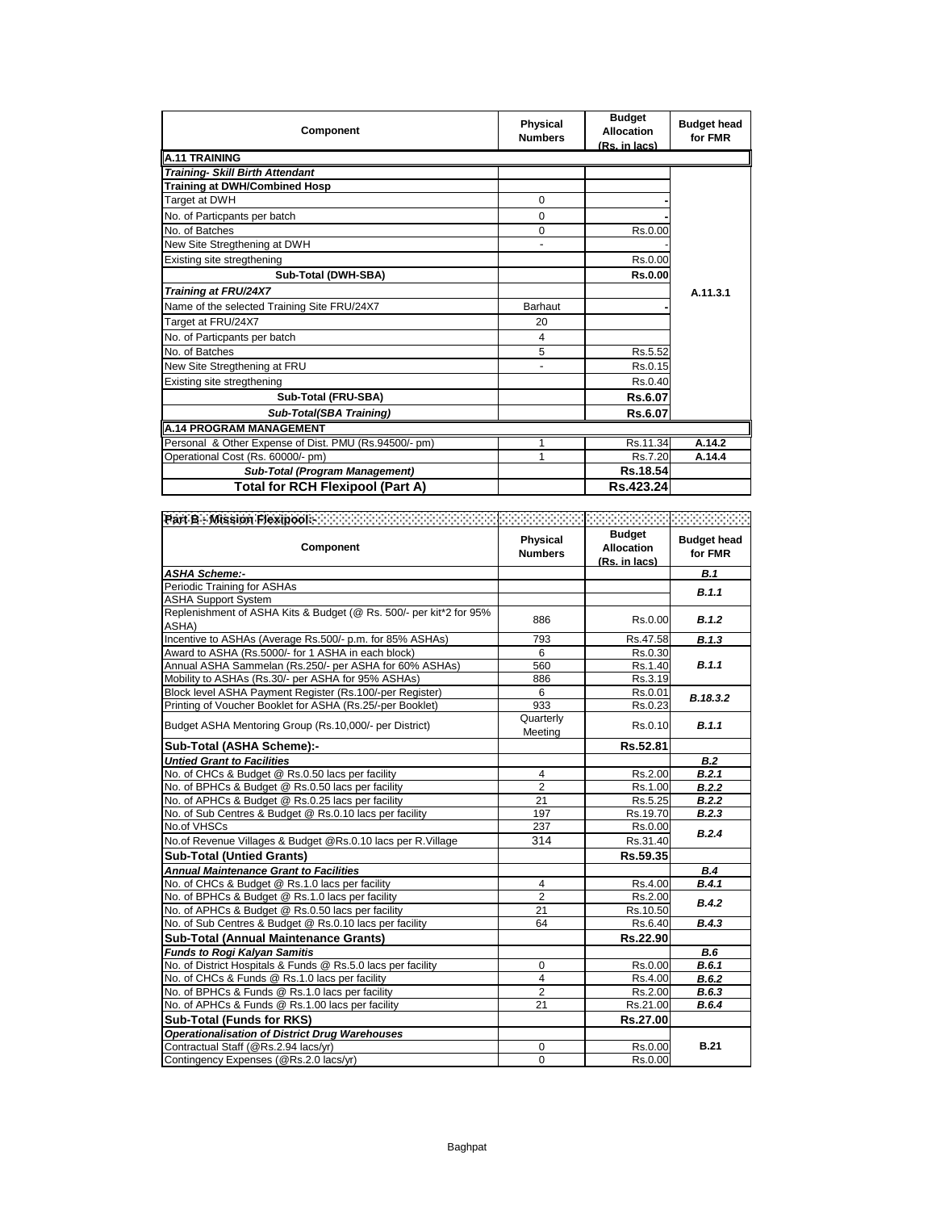| Component | Physical Numbers | Budget Allocation (Rs. in lacs) | Budget head for FMR |
|---|---|---|---|
| **A.11 TRAINING** | | | |
| ***Training- Skill Birth Attendant*** | | | |
| **Training at DWH/Combined Hosp** | | | |
| Target at DWH | 0 | - | |
| No. of Particpants per batch | 0 | - | |
| No. of Batches | 0 | Rs.0.00 | |
| New Site Stregthening at DWH | - | - | |
| Existing site stregthening | | Rs.0.00 | |
| **Sub-Total (DWH-SBA)** | | **Rs.0.00** | |
| ***Training at FRU/24X7*** | | | A.11.3.1 |
| Name of the selected Training Site FRU/24X7 | Barhaut | - | |
| Target at FRU/24X7 | 20 | | |
| No. of Particpants per batch | 4 | | |
| No. of Batches | 5 | Rs.5.52 | |
| New Site Stregthening at FRU | - | Rs.0.15 | |
| Existing site stregthening | | Rs.0.40 | |
| **Sub-Total (FRU-SBA)** | | **Rs.6.07** | |
| ***Sub-Total(SBA Training)*** | | **Rs.6.07** | |
| **A.14 PROGRAM MANAGEMENT** | | | |
| Personal & Other Expense of Dist. PMU (Rs.94500/- pm) | 1 | Rs.11.34 | A.14.2 |
| Operational Cost (Rs. 60000/- pm) | 1 | Rs.7.20 | A.14.4 |
| ***Sub-Total (Program Management)*** | | **Rs.18.54** | |
| **Total for RCH Flexipool (Part A)** | | **Rs.423.24** | |

| **Part B - Mission Flexipool:-** | | | |
|---|---|---|---|
| **Component** | **Physical Numbers** | **Budget Allocation (Rs. in lacs)** | **Budget head for FMR** |
| ***ASHA Scheme:-*** | | | ***B.1*** |
| Periodic Training for ASHAs | | | ***B.1.1*** |
| ASHA Support System | | | |
| Replenishment of ASHA Kits & Budget (@ Rs. 500/- per kit*2 for 95% ASHA) | 886 | Rs.0.00 | ***B.1.2*** |
| Incentive to ASHAs (Average Rs.500/- p.m. for 85% ASHAs) | 793 | Rs.47.58 | ***B.1.3*** |
| Award to ASHA (Rs.5000/- for 1 ASHA in each block) | 6 | Rs.0.30 | ***B.1.1*** |
| Annual ASHA Sammelan (Rs.250/- per ASHA for 60% ASHAs) | 560 | Rs.1.40 | |
| Mobility to ASHAs (Rs.30/- per ASHA for 95% ASHAs) | 886 | Rs.3.19 | |
| Block level ASHA Payment Register (Rs.100/-per Register) | 6 | Rs.0.01 | ***B.18.3.2*** |
| Printing of Voucher Booklet for ASHA (Rs.25/-per Booklet) | 933 | Rs.0.23 | |
| Budget ASHA Mentoring Group (Rs.10,000/- per District) | Quarterly Meeting | Rs.0.10 | ***B.1.1*** |
| **Sub-Total (ASHA Scheme):-** | | **Rs.52.81** | |
| ***Untied Grant to Facilities*** | | | ***B.2*** |
| No. of CHCs & Budget @ Rs.0.50 lacs per facility | 4 | Rs.2.00 | ***B.2.1*** |
| No. of BPHCs & Budget @ Rs.0.50 lacs per facility | 2 | Rs.1.00 | ***B.2.2*** |
| No. of APHCs & Budget @ Rs.0.25 lacs per facility | 21 | Rs.5.25 | ***B.2.2*** |
| No. of Sub Centres & Budget @ Rs.0.10 lacs per facility | 197 | Rs.19.70 | ***B.2.3*** |
| No.of VHSCs | 237 | Rs.0.00 | ***B.2.4*** |
| No.of Revenue Villages & Budget @Rs.0.10 lacs per R.Village | 314 | Rs.31.40 | |
| **Sub-Total (Untied Grants)** | | **Rs.59.35** | |
| ***Annual Maintenance Grant to Facilities*** | | | ***B.4*** |
| No. of CHCs & Budget @ Rs.1.0 lacs per facility | 4 | Rs.4.00 | ***B.4.1*** |
| No. of BPHCs & Budget @ Rs.1.0 lacs per facility | 2 | Rs.2.00 | ***B.4.2*** |
| No. of APHCs & Budget @ Rs.0.50 lacs per facility | 21 | Rs.10.50 | |
| No. of Sub Centres & Budget @ Rs.0.10 lacs per facility | 64 | Rs.6.40 | ***B.4.3*** |
| **Sub-Total (Annual Maintenance Grants)** | | **Rs.22.90** | |
| ***Funds to Rogi Kalyan Samitis*** | | | ***B.6*** |
| No. of District Hospitals & Funds @ Rs.5.0 lacs per facility | 0 | Rs.0.00 | ***B.6.1*** |
| No. of CHCs & Funds @ Rs.1.0 lacs per facility | 4 | Rs.4.00 | ***B.6.2*** |
| No. of BPHCs & Funds @ Rs.1.0 lacs per facility | 2 | Rs.2.00 | ***B.6.3*** |
| No. of APHCs & Funds @ Rs.1.00 lacs per facility | 21 | Rs.21.00 | ***B.6.4*** |
| **Sub-Total (Funds for RKS)** | | **Rs.27.00** | |
| ***Operationalisation of District Drug Warehouses*** | | | **B.21** |
| Contractual Staff (@Rs.2.94 lacs/yr) | 0 | Rs.0.00 | |
| Contingency Expenses (@Rs.2.0 lacs/yr) | 0 | Rs.0.00 | |

Baghpat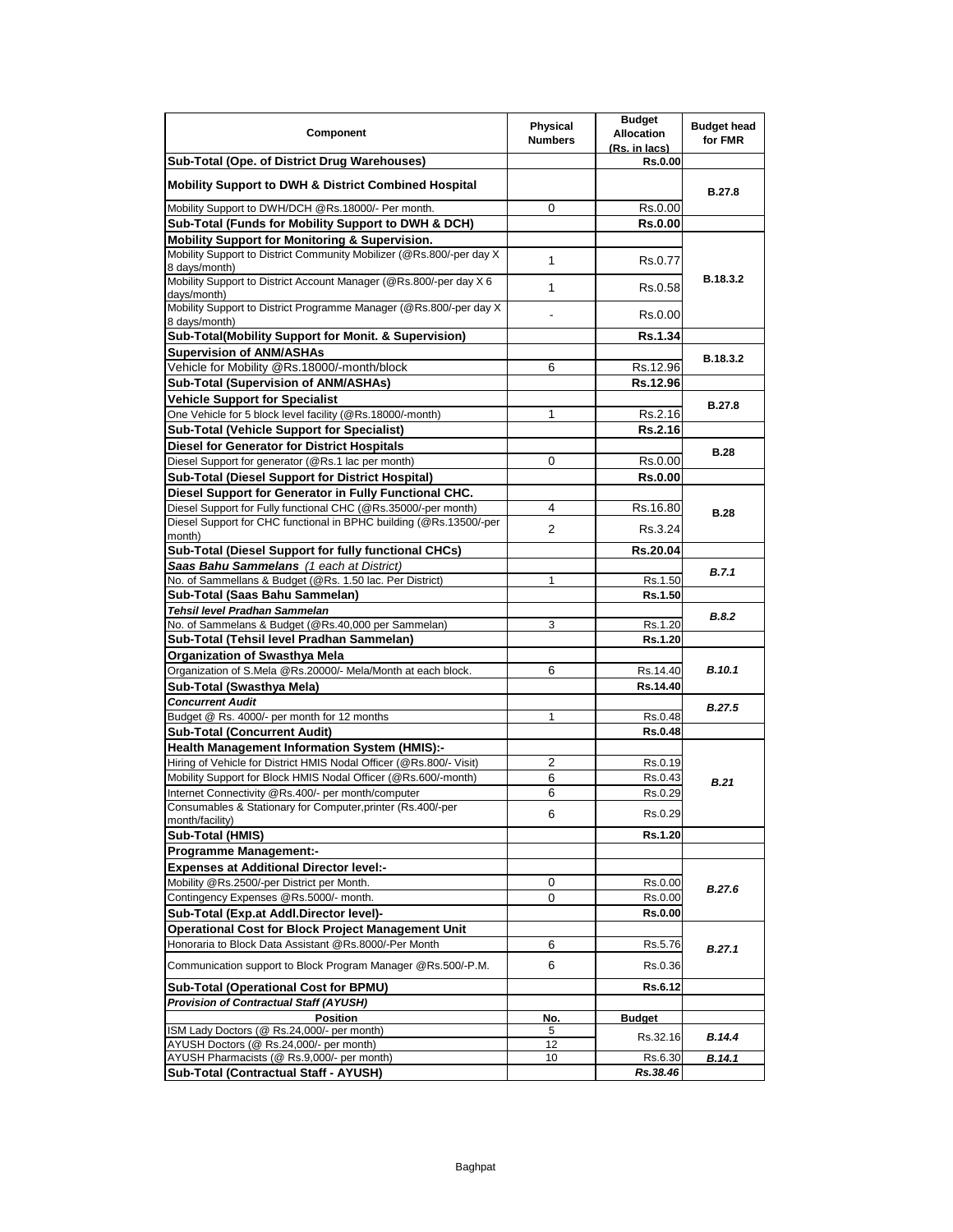| Component | Physical Numbers | Budget Allocation (Rs. in lacs) | Budget head for FMR |
|---|---|---|---|
| **Sub-Total (Ope. of District Drug Warehouses)** | | **Rs.0.00** | |
| **Mobility Support to DWH & District Combined Hospital** | | | **B.27.8** |
| Mobility Support to DWH/DCH @Rs.18000/- Per month. | 0 | Rs.0.00 | |
| **Sub-Total (Funds for Mobility Support to DWH & DCH)** | | **Rs.0.00** | |
| **Mobility Support for Monitoring & Supervision.** | | | **B.18.3.2** |
| Mobility Support to District Community Mobilizer (@Rs.800/-per day X 8 days/month) | 1 | Rs.0.77 | |
| Mobility Support to District Account Manager (@Rs.800/-per day X 6 days/month) | 1 | Rs.0.58 | |
| Mobility Support to District Programme Manager (@Rs.800/-per day X 8 days/month) | - | Rs.0.00 | |
| **Sub-Total(Mobility Support for Monit. & Supervision)** | | **Rs.1.34** | |
| **Supervision of ANM/ASHAs** | | | **B.18.3.2** |
| Vehicle for Mobility @Rs.18000/-month/block | 6 | Rs.12.96 | |
| **Sub-Total (Supervision of ANM/ASHAs)** | | **Rs.12.96** | |
| **Vehicle Support for Specialist** | | | **B.27.8** |
| One Vehicle for 5 block level facility (@Rs.18000/-month) | 1 | Rs.2.16 | |
| **Sub-Total (Vehicle Support for Specialist)** | | **Rs.2.16** | |
| **Diesel for Generator for District Hospitals** | | | **B.28** |
| Diesel Support for generator (@Rs.1 lac per month) | 0 | Rs.0.00 | |
| **Sub-Total (Diesel Support for District Hospital)** | | **Rs.0.00** | |
| **Diesel Support for Generator in Fully Functional CHC.** | | | **B.28** |
| Diesel Support for Fully functional CHC (@Rs.35000/-per month) | 4 | Rs.16.80 | |
| Diesel Support for CHC functional in BPHC building (@Rs.13500/-per month) | 2 | Rs.3.24 | |
| **Sub-Total (Diesel Support for fully functional CHCs)** | | **Rs.20.04** | |
| ***Saas Bahu Sammelans*** *(1 each at District)* | | | ***B.7.1*** |
| No. of Sammellans & Budget (@Rs. 1.50 lac. Per District) | 1 | Rs.1.50 | |
| **Sub-Total (Saas Bahu Sammelan)** | | **Rs.1.50** | |
| ***Tehsil level Pradhan Sammelan*** | | | ***B.8.2*** |
| No. of Sammelans & Budget (@Rs.40,000 per Sammelan) | 3 | Rs.1.20 | |
| **Sub-Total (Tehsil level Pradhan Sammelan)** | | **Rs.1.20** | |
| **Organization of Swasthya Mela** | | | ***B.10.1*** |
| Organization of S.Mela @Rs.20000/- Mela/Month at each block. | 6 | Rs.14.40 | |
| **Sub-Total (Swasthya Mela)** | | **Rs.14.40** | |
| ***Concurrent Audit*** | | | ***B.27.5*** |
| Budget @ Rs. 4000/- per month for 12 months | 1 | Rs.0.48 | |
| **Sub-Total (Concurrent Audit)** | | **Rs.0.48** | |
| **Health Management Information System (HMIS):-** | | | ***B.21*** |
| Hiring of Vehicle for District HMIS Nodal Officer (@Rs.800/- Visit) | 2 | Rs.0.19 | |
| Mobility Support for Block HMIS Nodal Officer (@Rs.600/-month) | 6 | Rs.0.43 | |
| Internet Connectivity @Rs.400/- per month/computer | 6 | Rs.0.29 | |
| Consumables & Stationary for Computer,printer (Rs.400/-per month/facility) | 6 | Rs.0.29 | |
| **Sub-Total (HMIS)** | | **Rs.1.20** | |
| **Programme Management:-** | | | |
| **Expenses at Additional Director level:-** | | | ***B.27.6*** |
| Mobility @Rs.2500/-per District per Month. | 0 | Rs.0.00 | |
| Contingency Expenses @Rs.5000/- month. | 0 | Rs.0.00 | |
| **Sub-Total (Exp.at Addl.Director level)-** | | **Rs.0.00** | |
| **Operational Cost for Block Project Management Unit** | | | ***B.27.1*** |
| Honoraria to Block Data Assistant @Rs.8000/-Per Month | 6 | Rs.5.76 | |
| Communication support to Block Program Manager @Rs.500/-P.M. | 6 | Rs.0.36 | |
| **Sub-Total (Operational Cost for BPMU)** | | **Rs.6.12** | |
| ***Provision of Contractual Staff (AYUSH)*** | | | |
| **Position** | **No.** | **Budget** | |
| ISM Lady Doctors (@ Rs.24,000/- per month) | 5 | Rs.32.16 | ***B.14.4*** |
| AYUSH Doctors (@ Rs.24,000/- per month) | 12 | | |
| AYUSH Pharmacists (@ Rs.9,000/- per month) | 10 | Rs.6.30 | ***B.14.1*** |
| **Sub-Total (Contractual Staff - AYUSH)** | | ***Rs.38.46*** | |

Baghpat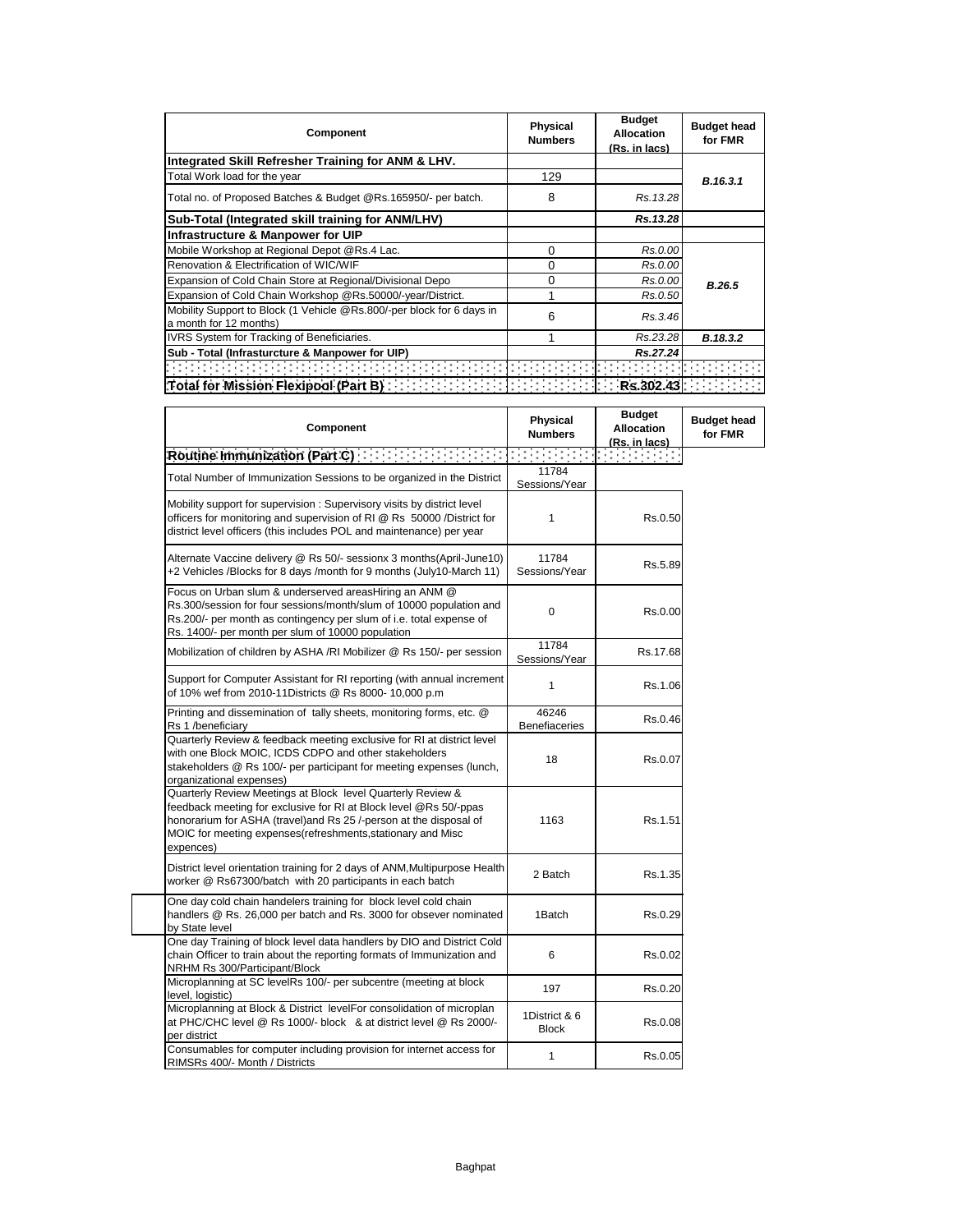| Component | Physical Numbers | Budget Allocation (Rs. in lacs) | Budget head for FMR |
| --- | --- | --- | --- |
| **Integrated Skill Refresher Training for ANM & LHV.** | | | |
| Total Work load for the year | 129 | | ***B.16.3.1*** |
| Total no. of Proposed Batches & Budget @Rs.165950/- per batch. | 8 | *Rs.13.28* | |
| **Sub-Total (Integrated skill training for ANM/LHV)** | | ***Rs.13.28*** | |
| **Infrastructure & Manpower for UIP** | | | |
| Mobile Workshop at Regional Depot @Rs.4 Lac. | 0 | *Rs.0.00* | ***B.26.5*** |
| Renovation & Electrification of WIC/WIF | 0 | *Rs.0.00* | |
| Expansion of Cold Chain Store at Regional/Divisional Depo | 0 | *Rs.0.00* | |
| Expansion of Cold Chain Workshop @Rs.50000/-year/District. | 1 | *Rs.0.50* | |
| Mobility Support to Block (1 Vehicle @Rs.800/-per block for 6 days in a month for 12 months) | 6 | *Rs.3.46* | |
| IVRS System for Tracking of Beneficiaries. | 1 | *Rs.23.28* | ***B.18.3.2*** |
| **Sub - Total (Infrasturcture & Manpower for UIP)** | | ***Rs.27.24*** | |
| | | | |
| **Total for Mission Flexipool (Part B)** | | **Rs.302.43** | |

| Component | Physical Numbers | Budget Allocation (Rs. in lacs) | Budget head for FMR |
| --- | --- | --- | --- |
| **Routine Immunization (Part C)** | | | |
| Total Number of Immunization Sessions to be organized in the District | 11784 Sessions/Year | | |
| Mobility support for supervision : Supervisory visits by district level officers for monitoring and supervision of RI @ Rs 50000 /District for district level officers (this includes POL and maintenance) per year | 1 | Rs.0.50 | |
| Alternate Vaccine delivery @ Rs 50/- sessionx 3 months(April-June10) +2 Vehicles /Blocks for 8 days /month for 9 months (July10-March 11) | 11784 Sessions/Year | Rs.5.89 | |
| Focus on Urban slum & underserved areasHiring an ANM @ Rs.300/session for four sessions/month/slum of 10000 population and Rs.200/- per month as contingency per slum of i.e. total expense of Rs. 1400/- per month per slum of 10000 population | 0 | Rs.0.00 | |
| Mobilization of children by ASHA /RI Mobilizer @ Rs 150/- per session | 11784 Sessions/Year | Rs.17.68 | |
| Support for Computer Assistant for RI reporting (with annual increment of 10% wef from 2010-11Districts @ Rs 8000- 10,000 p.m | 1 | Rs.1.06 | |
| Printing and dissemination of tally sheets, monitoring forms, etc. @ Rs 1 /beneficiary | 46246 Benefiaceries | Rs.0.46 | |
| Quarterly Review & feedback meeting exclusive for RI at district level with one Block MOIC, ICDS CDPO and other stakeholders stakeholders @ Rs 100/- per participant for meeting expenses (lunch, organizational expenses) | 18 | Rs.0.07 | |
| Quarterly Review Meetings at Block level Quarterly Review & feedback meeting for exclusive for RI at Block level @Rs 50/-ppas honorarium for ASHA (travel)and Rs 25 /-person at the disposal of MOIC for meeting expenses(refreshments,stationary and Misc expences) | 1163 | Rs.1.51 | |
| District level orientation training for 2 days of ANM,Multipurpose Health worker @ Rs67300/batch with 20 participants in each batch | 2 Batch | Rs.1.35 | |
| One day cold chain handelers training for block level cold chain handlers @ Rs. 26,000 per batch and Rs. 3000 for obsever nominated by State level | 1Batch | Rs.0.29 | |
| One day Training of block level data handlers by DIO and District Cold chain Officer to train about the reporting formats of Immunization and NRHM Rs 300/Participant/Block | 6 | Rs.0.02 | |
| Microplanning at SC levelRs 100/- per subcentre (meeting at block level, logistic) | 197 | Rs.0.20 | |
| Microplanning at Block & District levelFor consolidation of microplan at PHC/CHC level @ Rs 1000/- block & at district level @ Rs 2000/- per district | 1District & 6 Block | Rs.0.08 | |
| Consumables for computer including provision for internet access for RIMSRs 400/- Month / Districts | 1 | Rs.0.05 | |

Baghpat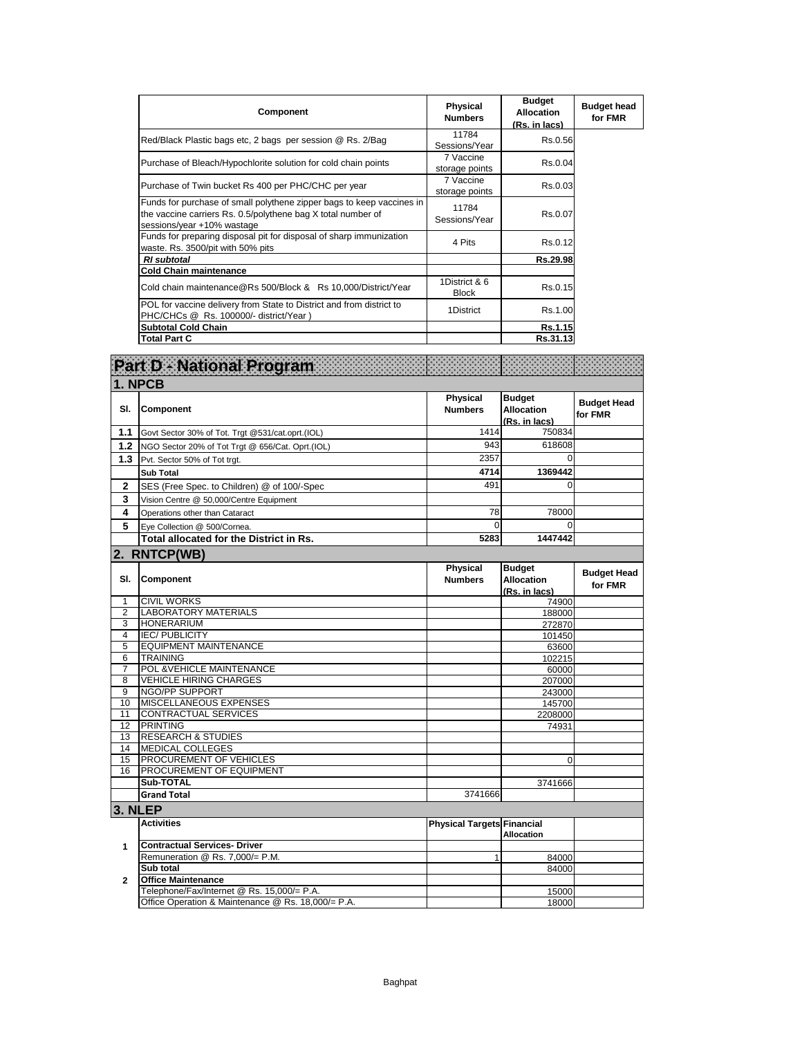| Component | Physical Numbers | Budget Allocation (Rs. in lacs) | Budget head for FMR |
|---|---|---|---|
| Red/Black Plastic bags etc, 2 bags per session @ Rs. 2/Bag | 11784 Sessions/Year | Rs.0.56 | |
| Purchase of Bleach/Hypochlorite solution for cold chain points | 7 Vaccine storage points | Rs.0.04 | |
| Purchase of Twin bucket Rs 400 per PHC/CHC per year | 7 Vaccine storage points | Rs.0.03 | |
| Funds for purchase of small polythene zipper bags to keep vaccines in the vaccine carriers Rs. 0.5/polythene bag X total number of sessions/year +10% wastage | 11784 Sessions/Year | Rs.0.07 | |
| Funds for preparing disposal pit for disposal of sharp immunization waste. Rs. 3500/pit with 50% pits | 4 Pits | Rs.0.12 | |
| ***RI subtotal*** | | **Rs.29.98** | |
| **Cold Chain maintenance** | | | |
| Cold chain maintenance@Rs 500/Block & Rs 10,000/District/Year | 1District & 6 Block | Rs.0.15 | |
| POL for vaccine delivery from State to District and from district to PHC/CHCs @ Rs. 100000/- district/Year ) | 1District | Rs.1.00 | |
| **Subtotal Cold Chain** | | **Rs.1.15** | |
| **Total Part C** | | **Rs.31.13** | |

# Part D - National Program

## 1. NPCB

| Sl. | Component | Physical Numbers | Budget Allocation (Rs. in lacs) | Budget Head for FMR |
|---|---|---|---|---|
| 1.1 | Govt Sector 30% of Tot. Trgt @531/cat.oprt.(IOL) | 1414 | 750834 | |
| 1.2 | NGO Sector 20% of Tot Trgt @ 656/Cat. Oprt.(IOL) | 943 | 618608 | |
| 1.3 | Pvt. Sector 50% of Tot trgt. | 2357 | 0 | |
| | **Sub Total** | **4714** | **1369442** | |
| 2 | SES (Free Spec. to Children) @ of 100/-Spec | 491 | 0 | |
| 3 | Vision Centre @ 50,000/Centre Equipment | | | |
| 4 | Operations other than Cataract | 78 | 78000 | |
| 5 | Eye Collection @ 500/Cornea. | 0 | 0 | |
| | **Total allocated for the District in Rs.** | **5283** | **1447442** | |

## 2. RNTCP(WB)

| Sl. | Component | Physical Numbers | Budget Allocation (Rs. in lacs) | Budget Head for FMR |
|---|---|---|---|---|
| 1 | CIVIL WORKS | | 74900 | |
| 2 | LABORATORY MATERIALS | | 188000 | |
| 3 | HONERARIUM | | 272870 | |
| 4 | IEC/ PUBLICITY | | 101450 | |
| 5 | EQUIPMENT MAINTENANCE | | 63600 | |
| 6 | TRAINING | | 102215 | |
| 7 | POL &VEHICLE MAINTENANCE | | 60000 | |
| 8 | VEHICLE HIRING CHARGES | | 207000 | |
| 9 | NGO/PP SUPPORT | | 243000 | |
| 10 | MISCELLANEOUS EXPENSES | | 145700 | |
| 11 | CONTRACTUAL SERVICES | | 2208000 | |
| 12 | PRINTING | | 74931 | |
| 13 | RESEARCH & STUDIES | | | |
| 14 | MEDICAL COLLEGES | | | |
| 15 | PROCUREMENT OF VEHICLES | | 0 | |
| 16 | PROCUREMENT OF EQUIPMENT | | | |
| | **Sub-TOTAL** | | 3741666 | |
| | **Grand Total** | 3741666 | | |

## 3. NLEP

| | Activities | Physical Targets | Financial Allocation | |
|---|---|---|---|---|
| 1 | **Contractual Services- Driver** | | | |
| | Remuneration @ Rs. 7,000/= P.M. | 1 | 84000 | |
| | **Sub total** | | 84000 | |
| 2 | **Office Maintenance** | | | |
| | Telephone/Fax/Internet @ Rs. 15,000/= P.A. | | 15000 | |
| | Office Operation & Maintenance @ Rs. 18,000/= P.A. | | 18000 | |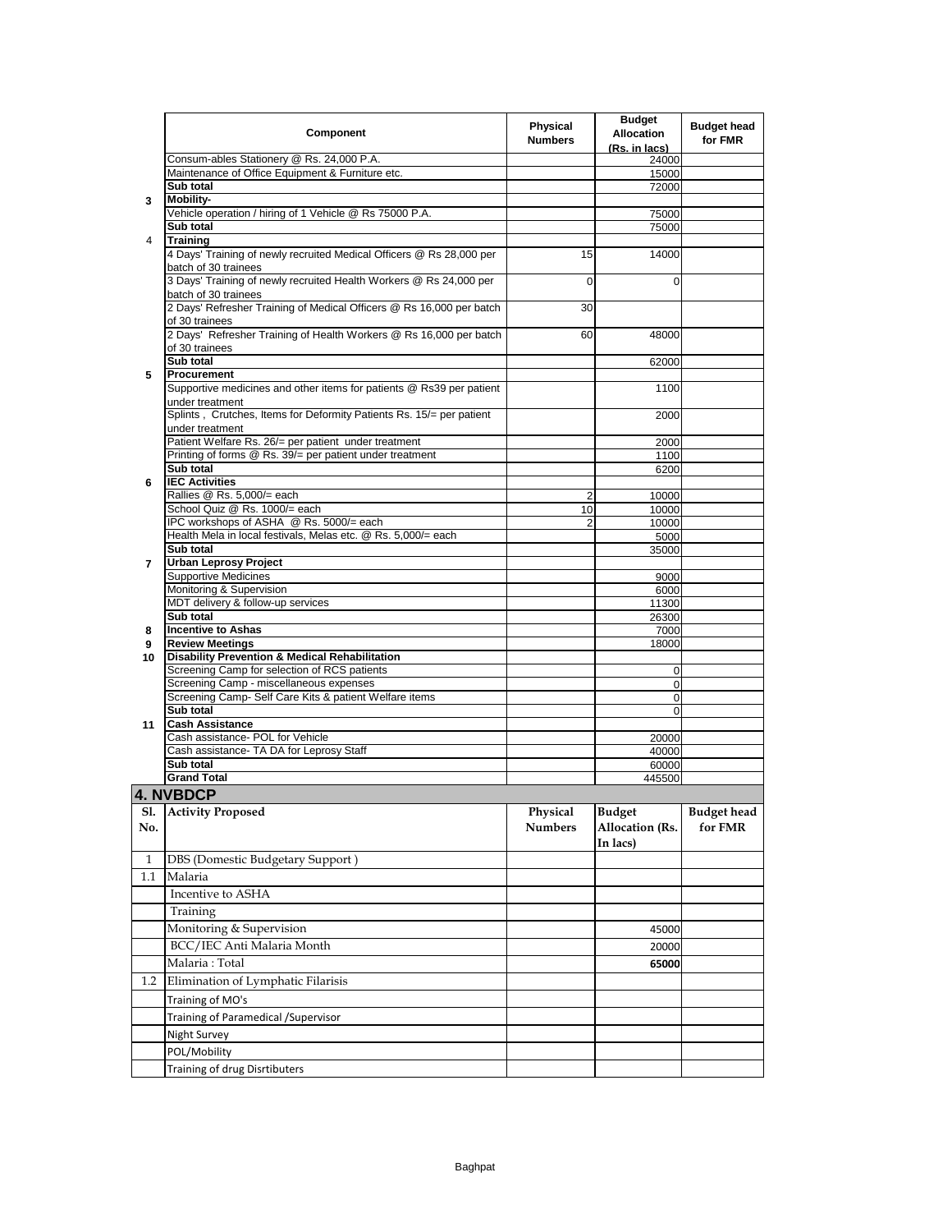| | Component | Physical Numbers | Budget Allocation (Rs. in lacs) | Budget head for FMR |
|---|---|---|---|---|
| | Consum-ables Stationery @ Rs. 24,000 P.A. | | 24000 | |
| | Maintenance of Office Equipment & Furniture etc. | | 15000 | |
| | **Sub total** | | 72000 | |
| **3** | **Mobility-** | | | |
| | Vehicle operation / hiring of 1 Vehicle @ Rs 75000 P.A. | | 75000 | |
| | **Sub total** | | 75000 | |
| 4 | **Training** | | | |
| | 4 Days' Training of newly recruited Medical Officers @ Rs 28,000 per batch of 30 trainees | 15 | 14000 | |
| | 3 Days' Training of newly recruited Health Workers @ Rs 24,000 per batch of 30 trainees | 0 | 0 | |
| | 2 Days' Refresher Training of Medical Officers @ Rs 16,000 per batch of 30 trainees | 30 | | |
| | 2 Days' Refresher Training of Health Workers @ Rs 16,000 per batch of 30 trainees | 60 | 48000 | |
| | **Sub total** | | 62000 | |
| **5** | **Procurement** | | | |
| | Supportive medicines and other items for patients @ Rs39 per patient under treatment | | 1100 | |
| | Splints , Crutches, Items for Deformity Patients Rs. 15/= per patient under treatment | | 2000 | |
| | Patient Welfare Rs. 26/= per patient under treatment | | 2000 | |
| | Printing of forms @ Rs. 39/= per patient under treatment | | 1100 | |
| | **Sub total** | | 6200 | |
| **6** | **IEC Activities** | | | |
| | Rallies @ Rs. 5,000/= each | 2 | 10000 | |
| | School Quiz @ Rs. 1000/= each | 10 | 10000 | |
| | IPC workshops of ASHA @ Rs. 5000/= each | 2 | 10000 | |
| | Health Mela in local festivals, Melas etc. @ Rs. 5,000/= each | | 5000 | |
| | **Sub total** | | 35000 | |
| **7** | **Urban Leprosy Project** | | | |
| | Supportive Medicines | | 9000 | |
| | Monitoring & Supervision | | 6000 | |
| | MDT delivery & follow-up services | | 11300 | |
| | **Sub total** | | 26300 | |
| **8** | **Incentive to Ashas** | | 7000 | |
| **9** | **Review Meetings** | | 18000 | |
| **10** | **Disability Prevention & Medical Rehabilitation** | | | |
| | Screening Camp for selection of RCS patients | | 0 | |
| | Screening Camp - miscellaneous expenses | | 0 | |
| | Screening Camp- Self Care Kits & patient Welfare items | | 0 | |
| | **Sub total** | | 0 | |
| **11** | **Cash Assistance** | | | |
| | Cash assistance- POL for Vehicle | | 20000 | |
| | Cash assistance- TA DA for Leprosy Staff | | 40000 | |
| | **Sub total** | | 60000 | |
| | **Grand Total** | | 445500 | |

## 4. NVBDCP

| Sl. No. | Activity Proposed | Physical Numbers | Budget Allocation (Rs. In lacs) | Budget head for FMR |
|---|---|---|---|---|
| 1 | DBS (Domestic Budgetary Support ) | | | |
| 1.1 | Malaria | | | |
| | Incentive to ASHA | | | |
| | Training | | | |
| | Monitoring & Supervision | | 45000 | |
| | BCC/IEC Anti Malaria Month | | 20000 | |
| | Malaria : Total | | **65000** | |
| 1.2 | Elimination of Lymphatic Filarisis | | | |
| | Training of MO's | | | |
| | Training of Paramedical /Supervisor | | | |
| | Night Survey | | | |
| | POL/Mobility | | | |
| | Training of drug Disrtibuters | | | |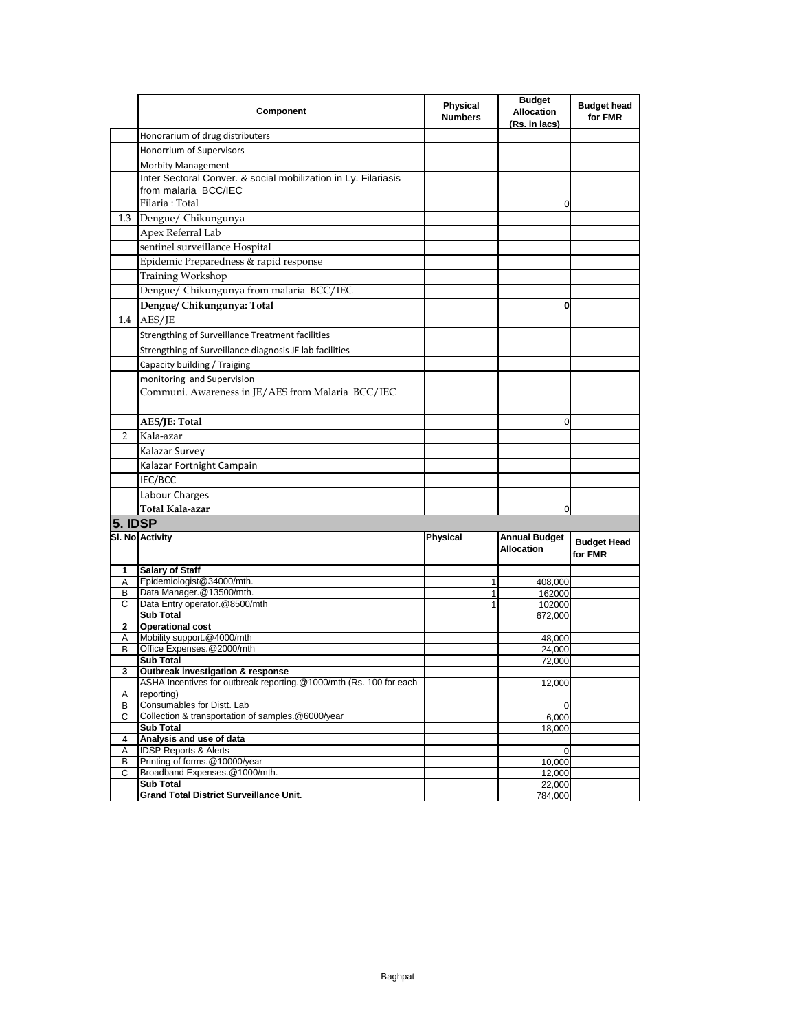| | Component | Physical Numbers | Budget Allocation (Rs. in lacs) | Budget head for FMR |
|---|---|---|---|---|
| | Honorarium of drug distributers | | | |
| | Honorrium of Supervisors | | | |
| | Morbity Management | | | |
| | Inter Sectoral Conver. & social mobilization in Ly. Filariasis from malaria BCC/IEC | | | |
| | Filaria : Total | | 0 | |
| 1.3 | Dengue/ Chikungunya | | | |
| | Apex Referral Lab | | | |
| | sentinel surveillance Hospital | | | |
| | Epidemic Preparedness & rapid response | | | |
| | Training Workshop | | | |
| | Dengue/ Chikungunya from malaria BCC/IEC | | | |
| | **Dengue/ Chikungunya: Total** | | **0** | |
| 1.4 | AES/JE | | | |
| | Strengthing of Surveillance Treatment facilities | | | |
| | Strengthing of Surveillance diagnosis JE lab facilities | | | |
| | Capacity building / Traiging | | | |
| | monitoring and Supervision | | | |
| | Communi. Awareness in JE/AES from Malaria BCC/IEC | | | |
| | **AES/JE: Total** | | 0 | |
| 2 | Kala-azar | | | |
| | Kalazar Survey | | | |
| | Kalazar Fortnight Campain | | | |
| | IEC/BCC | | | |
| | Labour Charges | | | |
| | **Total Kala-azar** | | 0 | |

## 5. IDSP

| Sl. No. | Activity | Physical | Annual Budget Allocation | Budget Head for FMR |
|---|---|---|---|---|
| **1** | **Salary of Staff** | | | |
| A | Epidemiologist@34000/mth. | 1 | 408,000 | |
| B | Data Manager.@13500/mth. | 1 | 162000 | |
| C | Data Entry operator.@8500/mth | 1 | 102000 | |
| | **Sub Total** | | 672,000 | |
| **2** | **Operational cost** | | | |
| A | Mobility support.@4000/mth | | 48,000 | |
| B | Office Expenses.@2000/mth | | 24,000 | |
| | **Sub Total** | | 72,000 | |
| **3** | **Outbreak investigation & response** | | | |
| A | ASHA Incentives for outbreak reporting.@1000/mth (Rs. 100 for each reporting) | | 12,000 | |
| B | Consumables for Distt. Lab | | 0 | |
| C | Collection & transportation of samples.@6000/year | | 6,000 | |
| | **Sub Total** | | 18,000 | |
| **4** | **Analysis and use of data** | | | |
| A | IDSP Reports & Alerts | | 0 | |
| B | Printing of forms.@10000/year | | 10,000 | |
| C | Broadband Expenses.@1000/mth. | | 12,000 | |
| | **Sub Total** | | 22,000 | |
| | **Grand Total District Surveillance Unit.** | | 784,000 | |

Baghpat